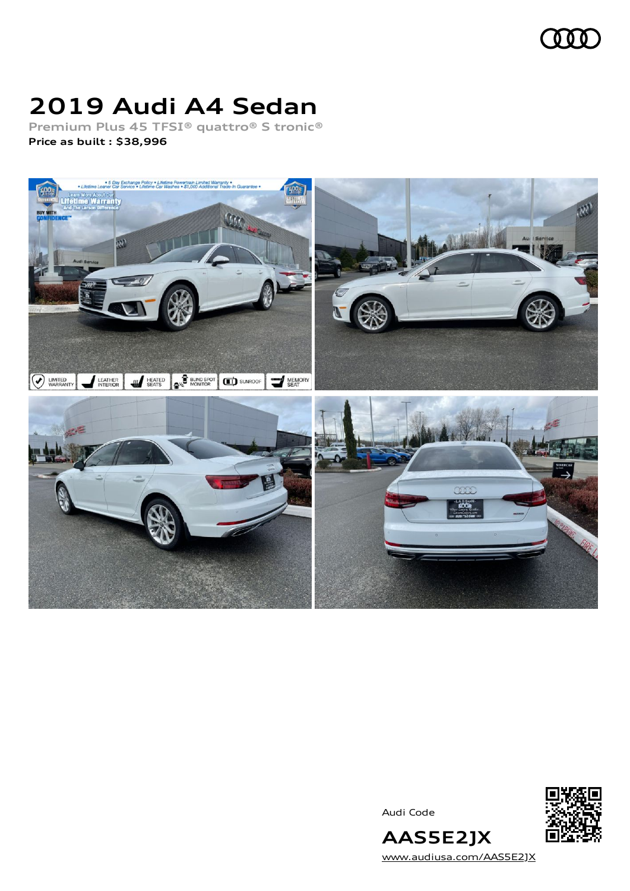# 2019 Audi A4 Sedan

Premium Plus 45 TFSI® quattro® S tronic®

**Price as built : $38,996**

Audi Code

**AAS5E2JX**

www.audiusa.com/AAS5E2JX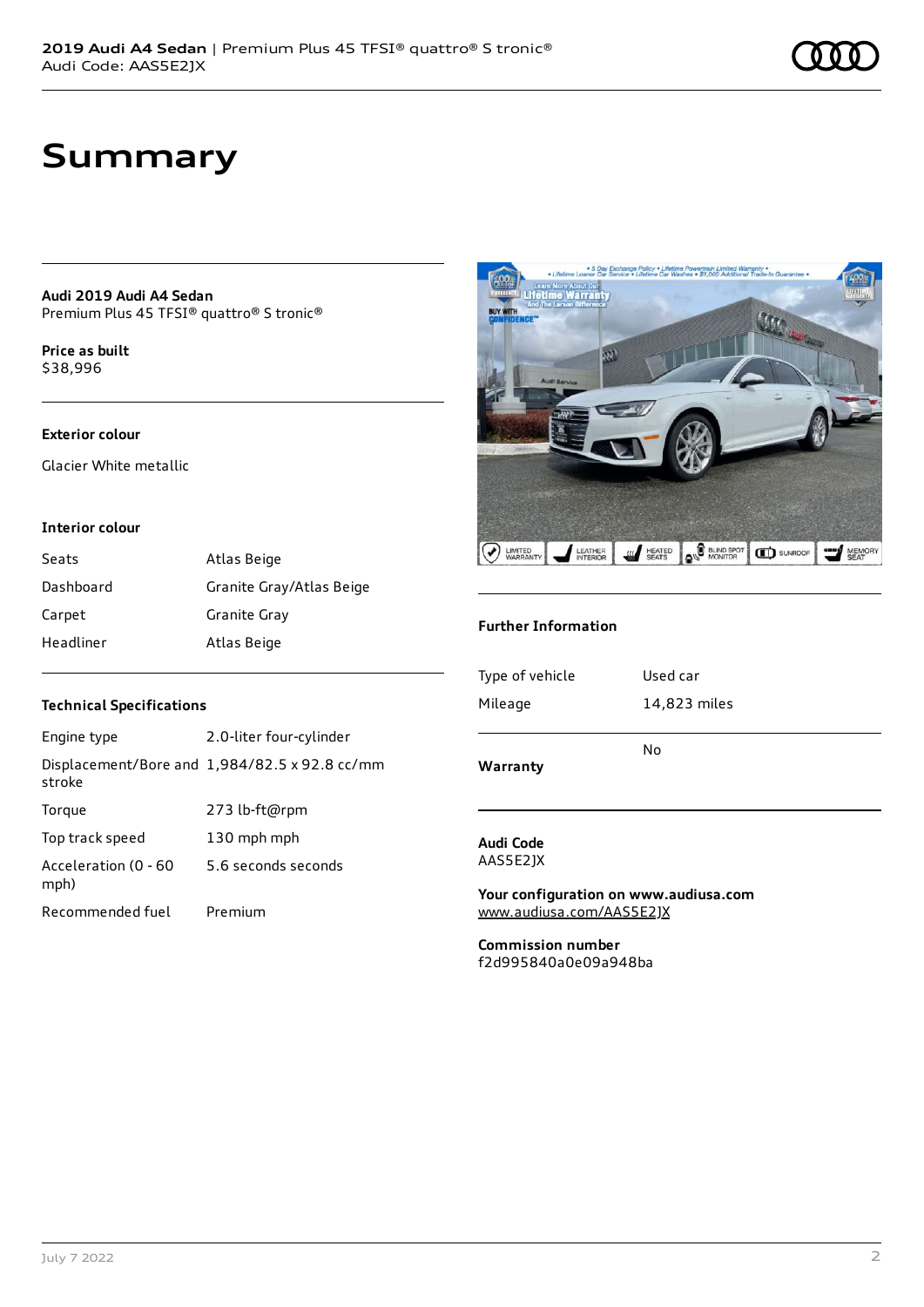# Summary

**Audi 2019 Audi A4 Sedan**
Premium Plus 45 TFSI® quattro® S tronic®

**Price as built**
$38,996

### Exterior colour

Glacier White metallic

### Interior colour

| | |
|---|---|
| Seats | Atlas Beige |
| Dashboard | Granite Gray/Atlas Beige |
| Carpet | Granite Gray |
| Headliner | Atlas Beige |

### Technical Specifications

| | |
|---|---|
| Engine type | 2.0-liter four-cylinder |
| Displacement/Bore and stroke | 1,984/82.5 x 92.8 cc/mm |
| Torque | 273 lb-ft@rpm |
| Top track speed | 130 mph mph |
| Acceleration (0 - 60 mph) | 5.6 seconds seconds |
| Recommended fuel | Premium |

### Further Information

| | |
|---|---|
| Type of vehicle | Used car |
| Mileage | 14,823 miles |
| **Warranty** | No |

**Audi Code**
AASSE2JX

**Your configuration on www.audiusa.com**
www.audiusa.com/AASSE2JX

**Commission number**
f2d995840a0e09a948ba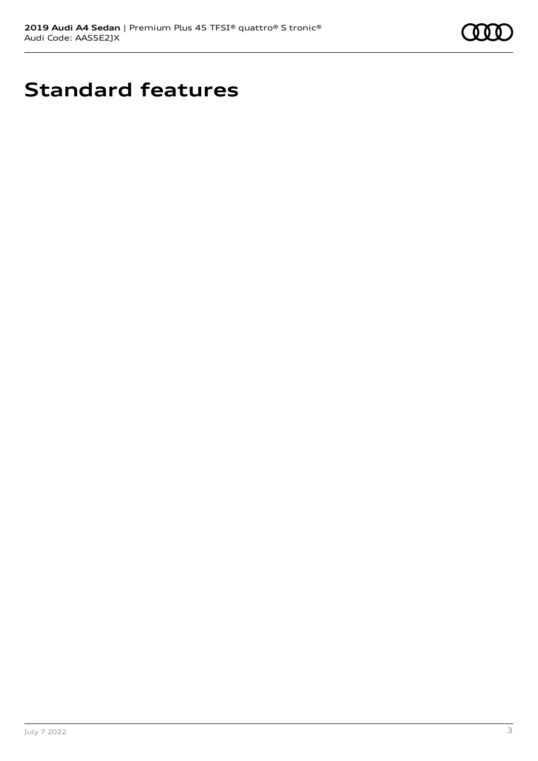# Standard features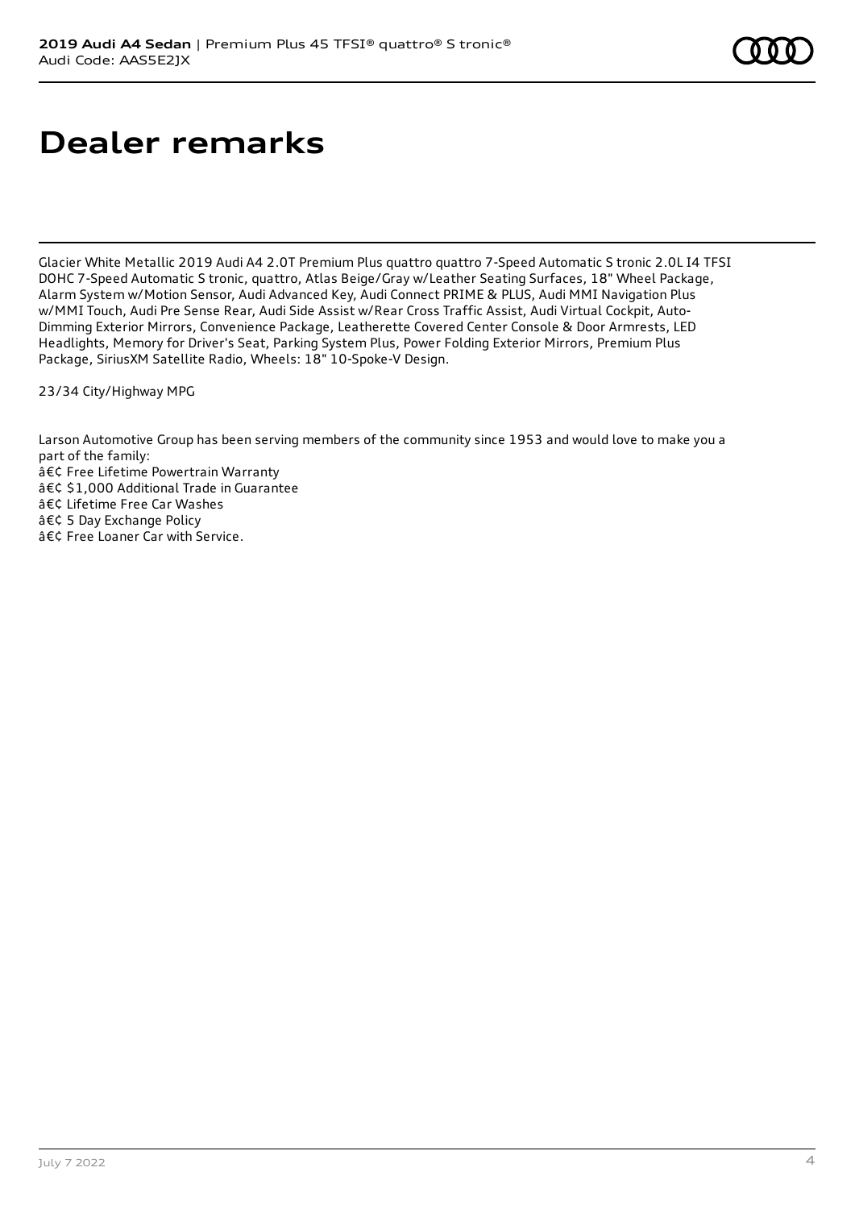# Dealer remarks

Glacier White Metallic 2019 Audi A4 2.0T Premium Plus quattro quattro 7-Speed Automatic S tronic 2.0L I4 TFSI DOHC 7-Speed Automatic S tronic, quattro, Atlas Beige/Gray w/Leather Seating Surfaces, 18" Wheel Package, Alarm System w/Motion Sensor, Audi Advanced Key, Audi Connect PRIME & PLUS, Audi MMI Navigation Plus w/MMI Touch, Audi Pre Sense Rear, Audi Side Assist w/Rear Cross Traffic Assist, Audi Virtual Cockpit, Auto-Dimming Exterior Mirrors, Convenience Package, Leatherette Covered Center Console & Door Armrests, LED Headlights, Memory for Driver's Seat, Parking System Plus, Power Folding Exterior Mirrors, Premium Plus Package, SiriusXM Satellite Radio, Wheels: 18" 10-Spoke-V Design.

23/34 City/Highway MPG

Larson Automotive Group has been serving members of the community since 1953 and would love to make you a part of the family:
â€¢ Free Lifetime Powertrain Warranty
â€¢ $1,000 Additional Trade in Guarantee
â€¢ Lifetime Free Car Washes
â€¢ 5 Day Exchange Policy
â€¢ Free Loaner Car with Service.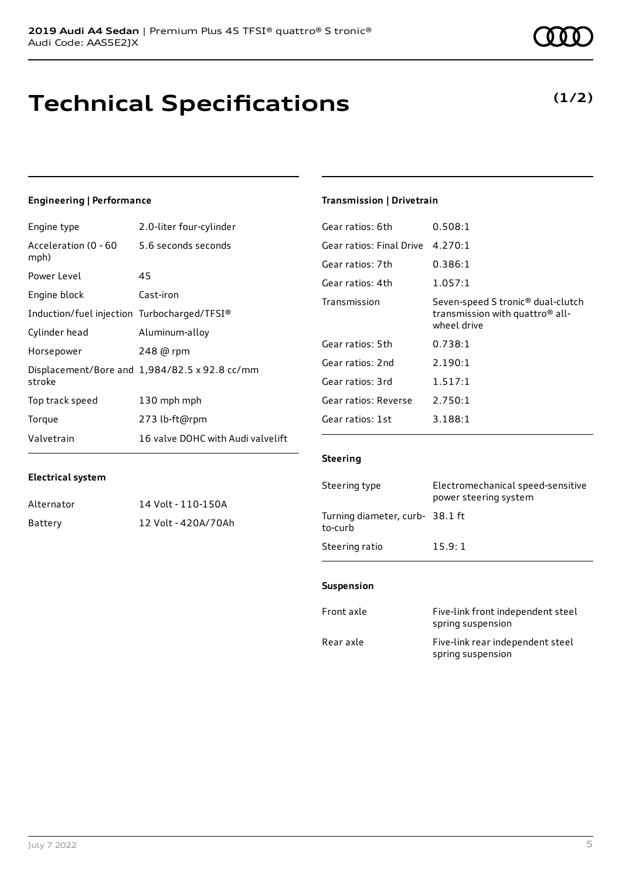# Technical Specifications

**(1/2)**

### Engineering | Performance

| | |
|---|---|
| Engine type | 2.0-liter four-cylinder |
| Acceleration (0 - 60 mph) | 5.6 seconds seconds |
| Power Level | 45 |
| Engine block | Cast-iron |
| Induction/fuel injection | Turbocharged/TFSI® |
| Cylinder head | Aluminum-alloy |
| Horsepower | 248 @ rpm |
| Displacement/Bore and stroke | 1,984/82.5 x 92.8 cc/mm |
| Top track speed | 130 mph mph |
| Torque | 273 lb-ft@rpm |
| Valvetrain | 16 valve DOHC with Audi valvelift |

### Electrical system

| | |
|---|---|
| Alternator | 14 Volt - 110-150A |
| Battery | 12 Volt - 420A/70Ah |

### Transmission | Drivetrain

| | |
|---|---|
| Gear ratios: 6th | 0.508:1 |
| Gear ratios: Final Drive | 4.270:1 |
| Gear ratios: 7th | 0.386:1 |
| Gear ratios: 4th | 1.057:1 |
| Transmission | Seven-speed S tronic® dual-clutch transmission with quattro® all-wheel drive |
| Gear ratios: 5th | 0.738:1 |
| Gear ratios: 2nd | 2.190:1 |
| Gear ratios: 3rd | 1.517:1 |
| Gear ratios: Reverse | 2.750:1 |
| Gear ratios: 1st | 3.188:1 |

### Steering

| | |
|---|---|
| Steering type | Electromechanical speed-sensitive power steering system |
| Turning diameter, curb-to-curb | 38.1 ft |
| Steering ratio | 15.9: 1 |

### Suspension

| | |
|---|---|
| Front axle | Five-link front independent steel spring suspension |
| Rear axle | Five-link rear independent steel spring suspension |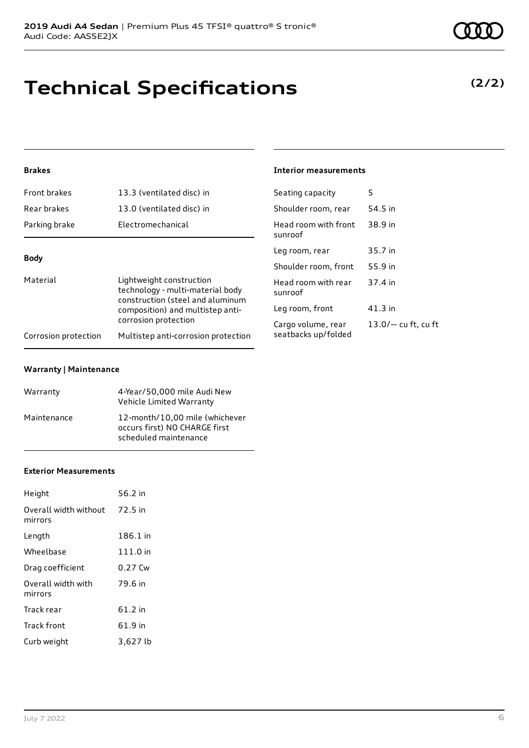# Technical Specifications

**(2/2)**

### Brakes

| | |
|---|---|
| Front brakes | 13.3 (ventilated disc) in |
| Rear brakes | 13.0 (ventilated disc) in |
| Parking brake | Electromechanical |

### Body

| | |
|---|---|
| Material | Lightweight construction technology - multi-material body construction (steel and aluminum composition) and multistep anti-corrosion protection |
| Corrosion protection | Multistep anti-corrosion protection |

### Warranty | Maintenance

| | |
|---|---|
| Warranty | 4-Year/50,000 mile Audi New Vehicle Limited Warranty |
| Maintenance | 12-month/10,00 mile (whichever occurs first) NO CHARGE first scheduled maintenance |

### Exterior Measurements

| | |
|---|---|
| Height | 56.2 in |
| Overall width without mirrors | 72.5 in |
| Length | 186.1 in |
| Wheelbase | 111.0 in |
| Drag coefficient | 0.27 Cw |
| Overall width with mirrors | 79.6 in |
| Track rear | 61.2 in |
| Track front | 61.9 in |
| Curb weight | 3,627 lb |

### Interior measurements

| | |
|---|---|
| Seating capacity | 5 |
| Shoulder room, rear | 54.5 in |
| Head room with front sunroof | 38.9 in |
| Leg room, rear | 35.7 in |
| Shoulder room, front | 55.9 in |
| Head room with rear sunroof | 37.4 in |
| Leg room, front | 41.3 in |
| Cargo volume, rear seatbacks up/folded | 13.0/— cu ft, cu ft |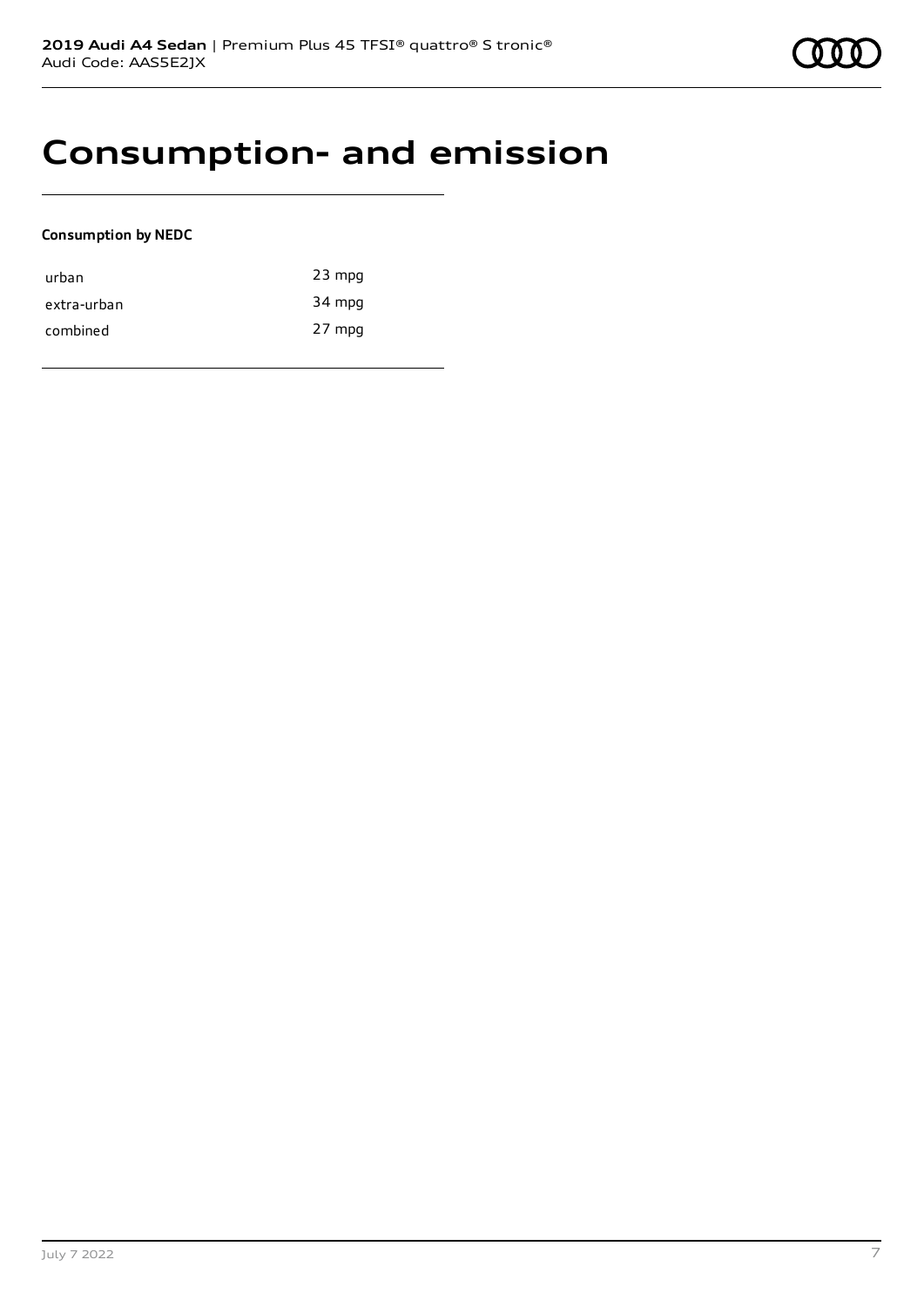# Consumption- and emission

**Consumption by NEDC**

| | |
|---|---|
| urban | 23 mpg |
| extra-urban | 34 mpg |
| combined | 27 mpg |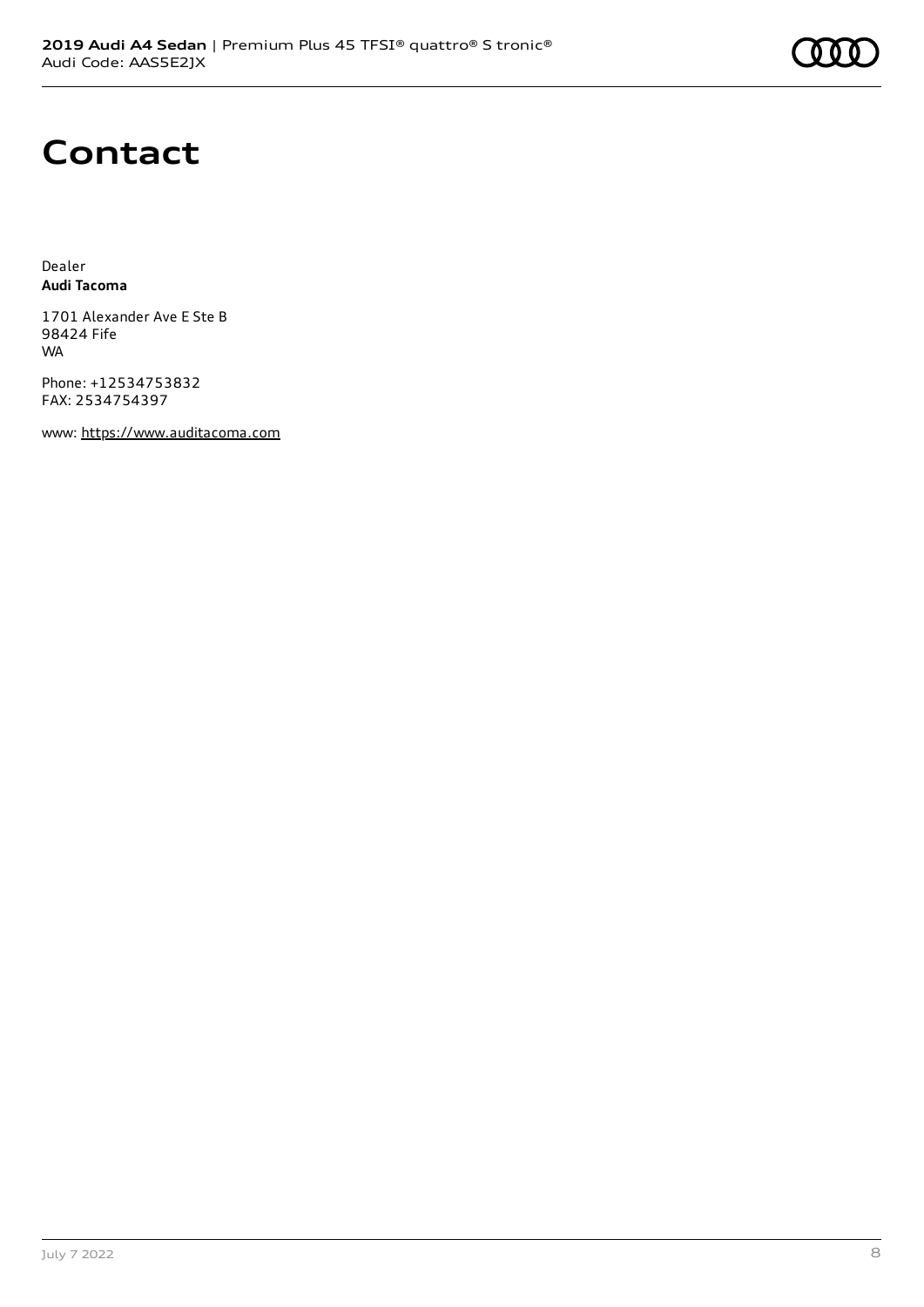# Contact

Dealer
**Audi Tacoma**

1701 Alexander Ave E Ste B
98424 Fife
WA

Phone: +12534753832
FAX: 2534754397

www: https://www.auditacoma.com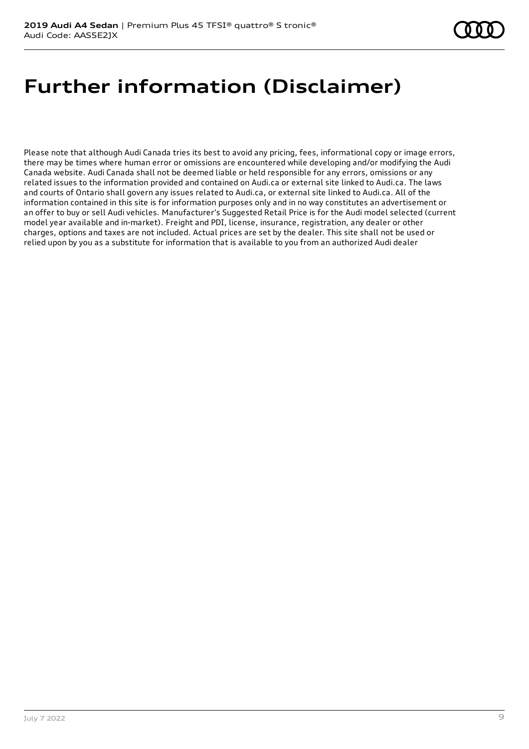# Further information (Disclaimer)

Please note that although Audi Canada tries its best to avoid any pricing, fees, informational copy or image errors, there may be times where human error or omissions are encountered while developing and/or modifying the Audi Canada website. Audi Canada shall not be deemed liable or held responsible for any errors, omissions or any related issues to the information provided and contained on Audi.ca or external site linked to Audi.ca. The laws and courts of Ontario shall govern any issues related to Audi.ca, or external site linked to Audi.ca. All of the information contained in this site is for information purposes only and in no way constitutes an advertisement or an offer to buy or sell Audi vehicles. Manufacturer's Suggested Retail Price is for the Audi model selected (current model year available and in-market). Freight and PDI, license, insurance, registration, any dealer or other charges, options and taxes are not included. Actual prices are set by the dealer. This site shall not be used or relied upon by you as a substitute for information that is available to you from an authorized Audi dealer